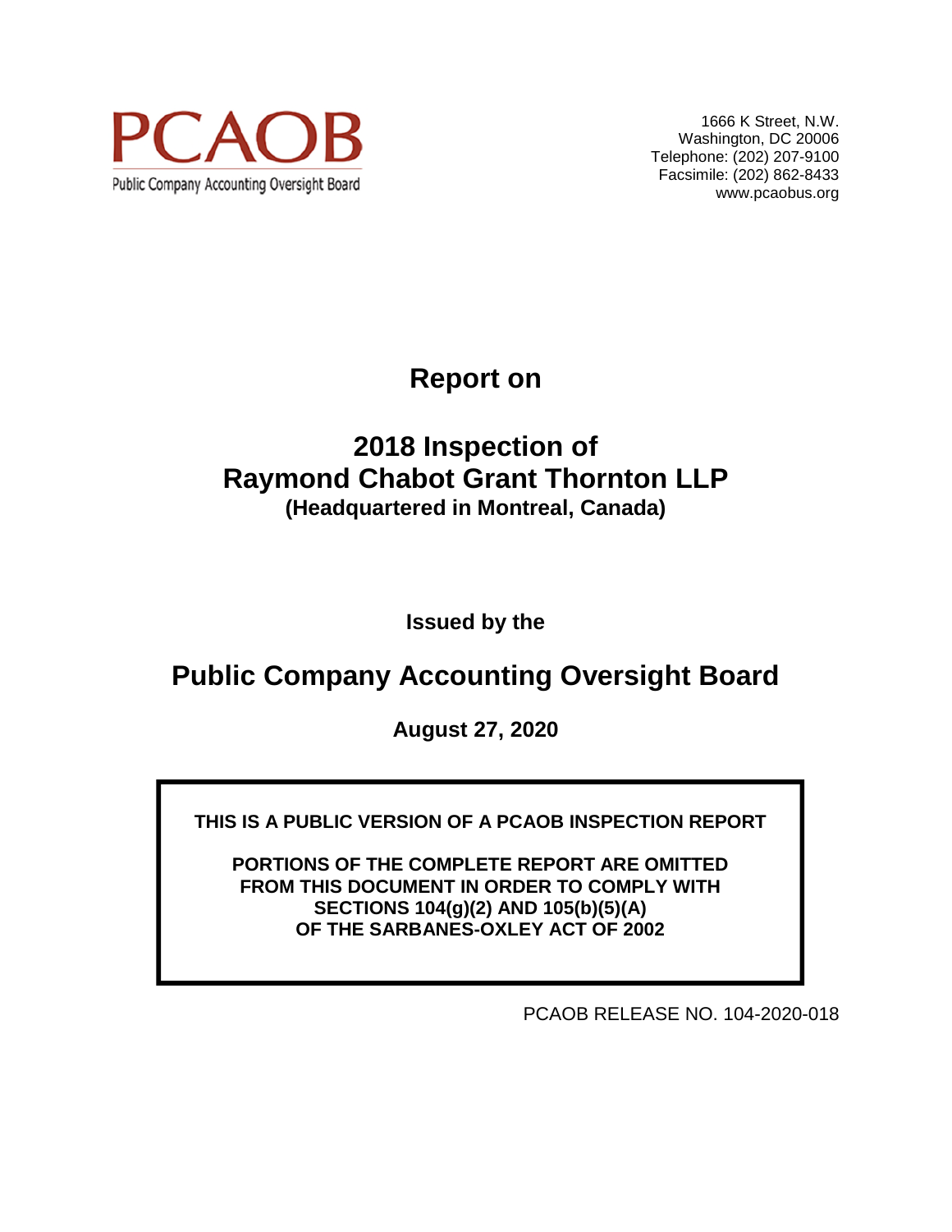PCAOB

Public Company Accounting Oversight Board

1666 K Street, N.W.
Washington, DC 20006
Telephone: (202) 207-9100
Facsimile: (202) 862-8433
www.pcaobus.org

# Report on

# 2018 Inspection of
# Raymond Chabot Grant Thornton LLP

**(Headquartered in Montreal, Canada)**

**Issued by the**

## Public Company Accounting Oversight Board

**August 27, 2020**

**THIS IS A PUBLIC VERSION OF A PCAOB INSPECTION REPORT**

**PORTIONS OF THE COMPLETE REPORT ARE OMITTED FROM THIS DOCUMENT IN ORDER TO COMPLY WITH SECTIONS 104(g)(2) AND 105(b)(5)(A) OF THE SARBANES-OXLEY ACT OF 2002**

PCAOB RELEASE NO. 104-2020-018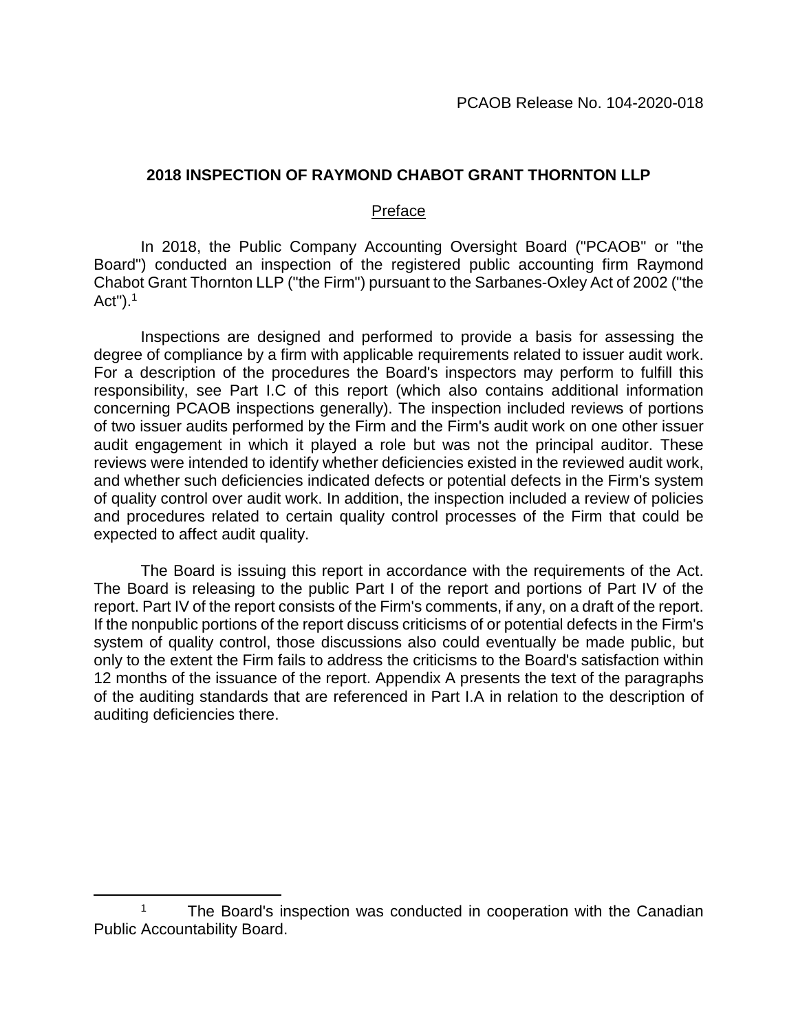PCAOB Release No. 104-2020-018

## 2018 INSPECTION OF RAYMOND CHABOT GRANT THORNTON LLP

### Preface

In 2018, the Public Company Accounting Oversight Board ("PCAOB" or "the Board") conducted an inspection of the registered public accounting firm Raymond Chabot Grant Thornton LLP ("the Firm") pursuant to the Sarbanes-Oxley Act of 2002 ("the Act").[1]

Inspections are designed and performed to provide a basis for assessing the degree of compliance by a firm with applicable requirements related to issuer audit work. For a description of the procedures the Board's inspectors may perform to fulfill this responsibility, see Part I.C of this report (which also contains additional information concerning PCAOB inspections generally). The inspection included reviews of portions of two issuer audits performed by the Firm and the Firm's audit work on one other issuer audit engagement in which it played a role but was not the principal auditor. These reviews were intended to identify whether deficiencies existed in the reviewed audit work, and whether such deficiencies indicated defects or potential defects in the Firm's system of quality control over audit work. In addition, the inspection included a review of policies and procedures related to certain quality control processes of the Firm that could be expected to affect audit quality.

The Board is issuing this report in accordance with the requirements of the Act. The Board is releasing to the public Part I of the report and portions of Part IV of the report. Part IV of the report consists of the Firm's comments, if any, on a draft of the report. If the nonpublic portions of the report discuss criticisms of or potential defects in the Firm's system of quality control, those discussions also could eventually be made public, but only to the extent the Firm fails to address the criticisms to the Board's satisfaction within 12 months of the issuance of the report. Appendix A presents the text of the paragraphs of the auditing standards that are referenced in Part I.A in relation to the description of auditing deficiencies there.

---

[1] The Board's inspection was conducted in cooperation with the Canadian Public Accountability Board.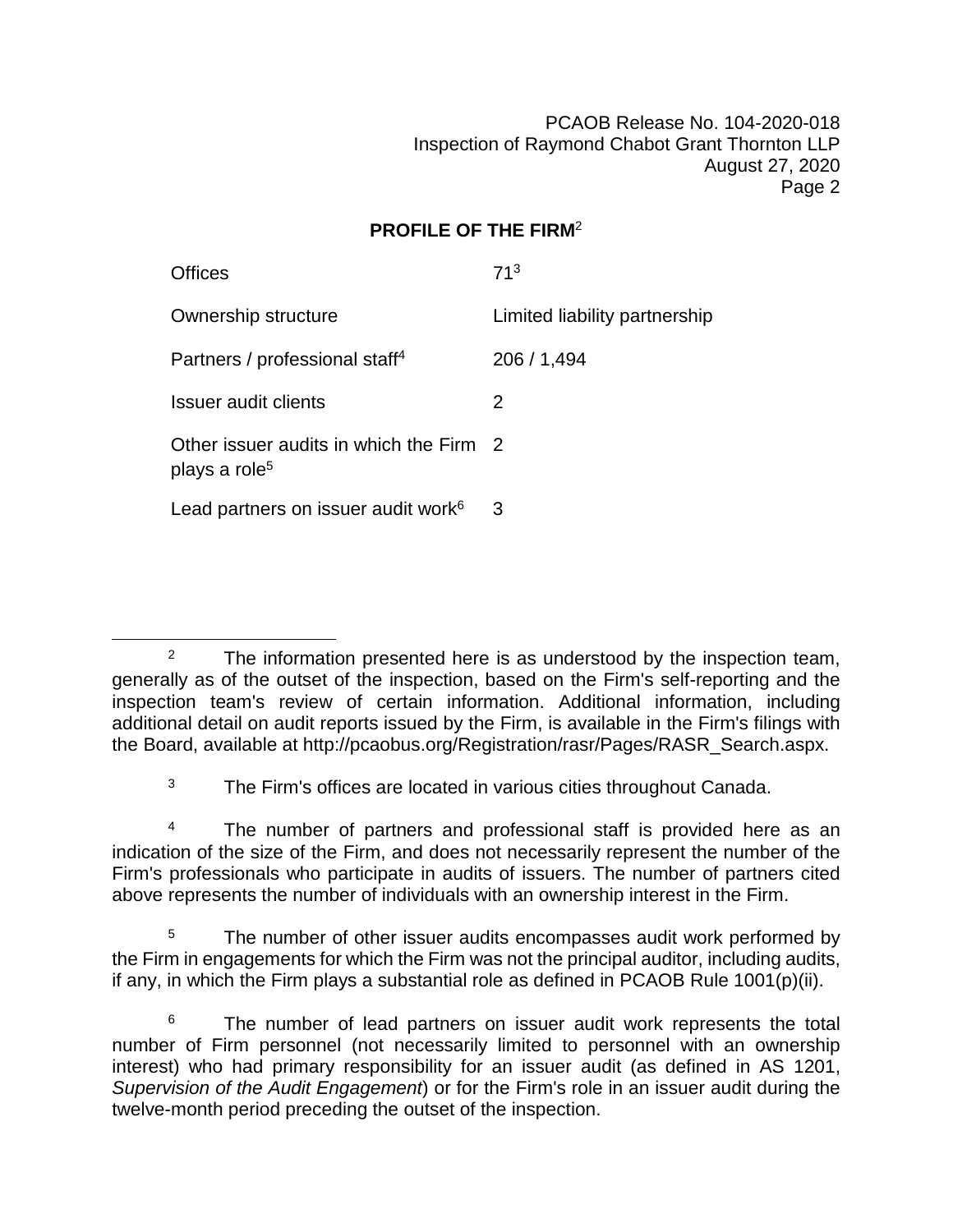## PROFILE OF THE FIRM[2]

| | |
|---|---|
| Offices | 71[3] |
| Ownership structure | Limited liability partnership |
| Partners / professional staff[4] | 206 / 1,494 |
| Issuer audit clients | 2 |
| Other issuer audits in which the Firm plays a role[5] | 2 |
| Lead partners on issuer audit work[6] | 3 |

[2] The information presented here is as understood by the inspection team, generally as of the outset of the inspection, based on the Firm's self-reporting and the inspection team's review of certain information. Additional information, including additional detail on audit reports issued by the Firm, is available in the Firm's filings with the Board, available at http://pcaobus.org/Registration/rasr/Pages/RASR_Search.aspx.

[3] The Firm's offices are located in various cities throughout Canada.

[4] The number of partners and professional staff is provided here as an indication of the size of the Firm, and does not necessarily represent the number of the Firm's professionals who participate in audits of issuers. The number of partners cited above represents the number of individuals with an ownership interest in the Firm.

[5] The number of other issuer audits encompasses audit work performed by the Firm in engagements for which the Firm was not the principal auditor, including audits, if any, in which the Firm plays a substantial role as defined in PCAOB Rule 1001(p)(ii).

[6] The number of lead partners on issuer audit work represents the total number of Firm personnel (not necessarily limited to personnel with an ownership interest) who had primary responsibility for an issuer audit (as defined in AS 1201, *Supervision of the Audit Engagement*) or for the Firm's role in an issuer audit during the twelve-month period preceding the outset of the inspection.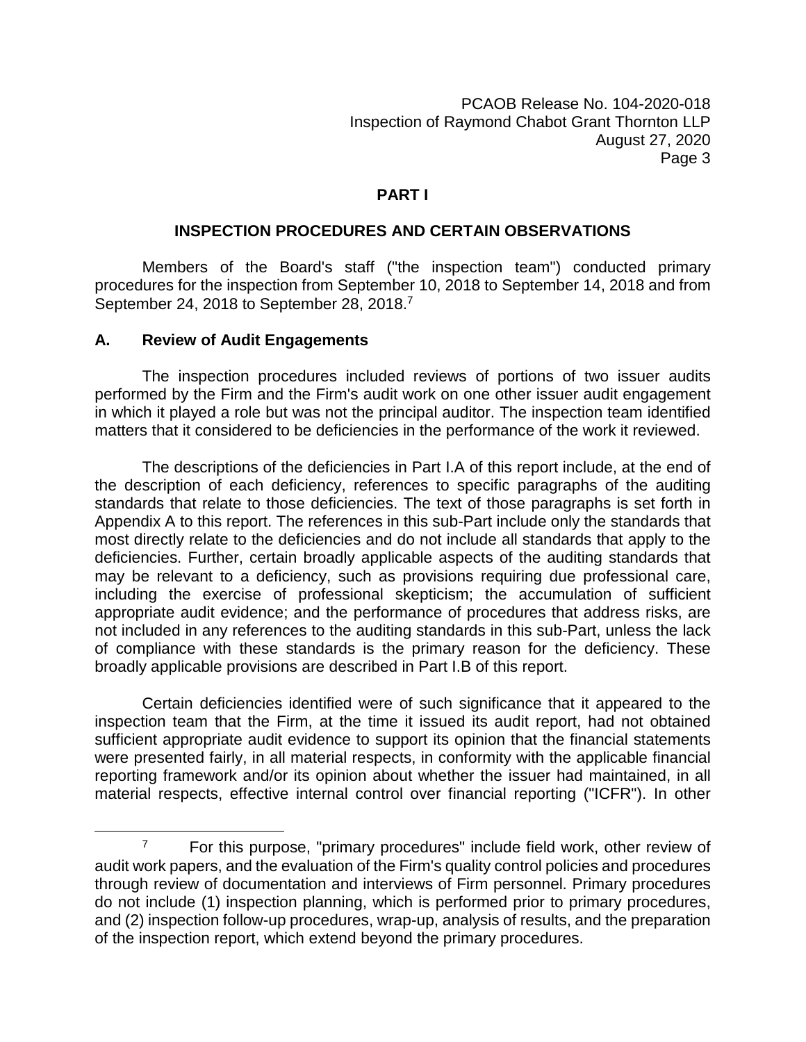## PART I

### INSPECTION PROCEDURES AND CERTAIN OBSERVATIONS

Members of the Board's staff ("the inspection team") conducted primary procedures for the inspection from September 10, 2018 to September 14, 2018 and from September 24, 2018 to September 28, 2018.[7]

### A. Review of Audit Engagements

The inspection procedures included reviews of portions of two issuer audits performed by the Firm and the Firm's audit work on one other issuer audit engagement in which it played a role but was not the principal auditor. The inspection team identified matters that it considered to be deficiencies in the performance of the work it reviewed.

The descriptions of the deficiencies in Part I.A of this report include, at the end of the description of each deficiency, references to specific paragraphs of the auditing standards that relate to those deficiencies. The text of those paragraphs is set forth in Appendix A to this report. The references in this sub-Part include only the standards that most directly relate to the deficiencies and do not include all standards that apply to the deficiencies. Further, certain broadly applicable aspects of the auditing standards that may be relevant to a deficiency, such as provisions requiring due professional care, including the exercise of professional skepticism; the accumulation of sufficient appropriate audit evidence; and the performance of procedures that address risks, are not included in any references to the auditing standards in this sub-Part, unless the lack of compliance with these standards is the primary reason for the deficiency. These broadly applicable provisions are described in Part I.B of this report.

Certain deficiencies identified were of such significance that it appeared to the inspection team that the Firm, at the time it issued its audit report, had not obtained sufficient appropriate audit evidence to support its opinion that the financial statements were presented fairly, in all material respects, in conformity with the applicable financial reporting framework and/or its opinion about whether the issuer had maintained, in all material respects, effective internal control over financial reporting ("ICFR"). In other

---

[7] For this purpose, "primary procedures" include field work, other review of audit work papers, and the evaluation of the Firm's quality control policies and procedures through review of documentation and interviews of Firm personnel. Primary procedures do not include (1) inspection planning, which is performed prior to primary procedures, and (2) inspection follow-up procedures, wrap-up, analysis of results, and the preparation of the inspection report, which extend beyond the primary procedures.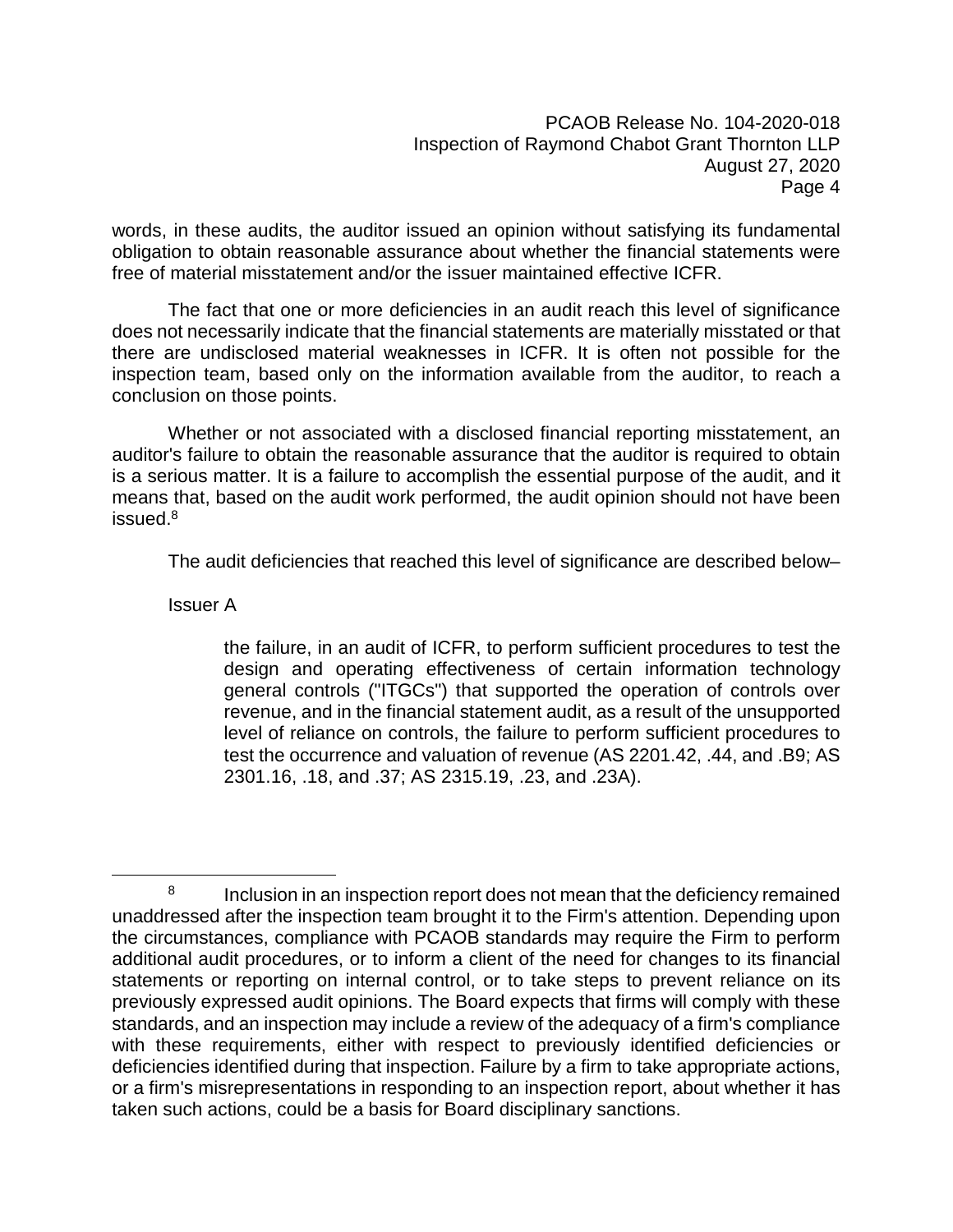words, in these audits, the auditor issued an opinion without satisfying its fundamental obligation to obtain reasonable assurance about whether the financial statements were free of material misstatement and/or the issuer maintained effective ICFR.

The fact that one or more deficiencies in an audit reach this level of significance does not necessarily indicate that the financial statements are materially misstated or that there are undisclosed material weaknesses in ICFR. It is often not possible for the inspection team, based only on the information available from the auditor, to reach a conclusion on those points.

Whether or not associated with a disclosed financial reporting misstatement, an auditor's failure to obtain the reasonable assurance that the auditor is required to obtain is a serious matter. It is a failure to accomplish the essential purpose of the audit, and it means that, based on the audit work performed, the audit opinion should not have been issued.[8]

The audit deficiencies that reached this level of significance are described below–

Issuer A

> the failure, in an audit of ICFR, to perform sufficient procedures to test the design and operating effectiveness of certain information technology general controls ("ITGCs") that supported the operation of controls over revenue, and in the financial statement audit, as a result of the unsupported level of reliance on controls, the failure to perform sufficient procedures to test the occurrence and valuation of revenue (AS 2201.42, .44, and .B9; AS 2301.16, .18, and .37; AS 2315.19, .23, and .23A).

---

[8] Inclusion in an inspection report does not mean that the deficiency remained unaddressed after the inspection team brought it to the Firm's attention. Depending upon the circumstances, compliance with PCAOB standards may require the Firm to perform additional audit procedures, or to inform a client of the need for changes to its financial statements or reporting on internal control, or to take steps to prevent reliance on its previously expressed audit opinions. The Board expects that firms will comply with these standards, and an inspection may include a review of the adequacy of a firm's compliance with these requirements, either with respect to previously identified deficiencies or deficiencies identified during that inspection. Failure by a firm to take appropriate actions, or a firm's misrepresentations in responding to an inspection report, about whether it has taken such actions, could be a basis for Board disciplinary sanctions.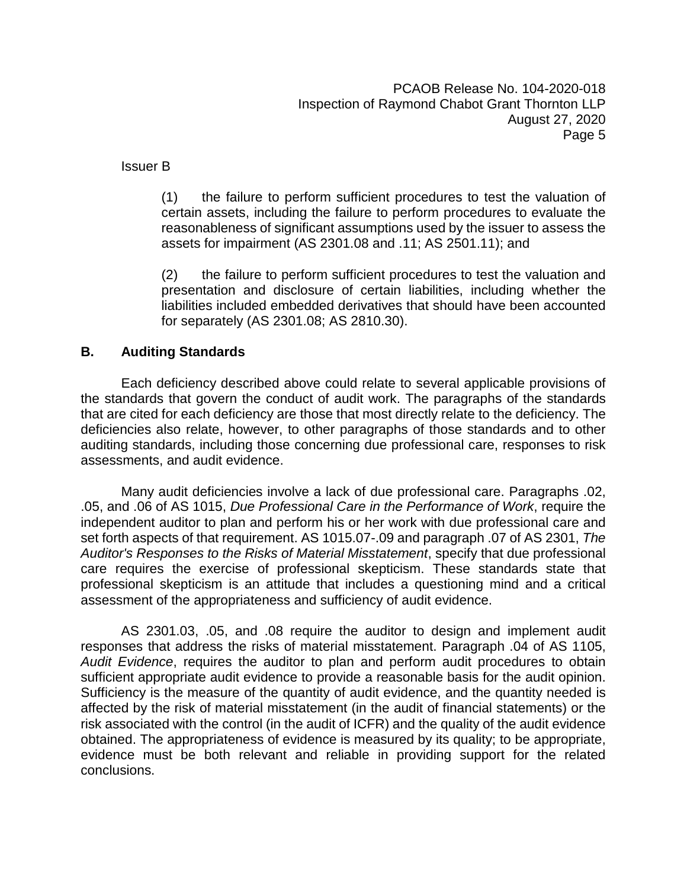Issuer B

> (1) the failure to perform sufficient procedures to test the valuation of certain assets, including the failure to perform procedures to evaluate the reasonableness of significant assumptions used by the issuer to assess the assets for impairment (AS 2301.08 and .11; AS 2501.11); and
>
> (2) the failure to perform sufficient procedures to test the valuation and presentation and disclosure of certain liabilities, including whether the liabilities included embedded derivatives that should have been accounted for separately (AS 2301.08; AS 2810.30).

## B. Auditing Standards

Each deficiency described above could relate to several applicable provisions of the standards that govern the conduct of audit work. The paragraphs of the standards that are cited for each deficiency are those that most directly relate to the deficiency. The deficiencies also relate, however, to other paragraphs of those standards and to other auditing standards, including those concerning due professional care, responses to risk assessments, and audit evidence.

Many audit deficiencies involve a lack of due professional care. Paragraphs .02, .05, and .06 of AS 1015, *Due Professional Care in the Performance of Work*, require the independent auditor to plan and perform his or her work with due professional care and set forth aspects of that requirement. AS 1015.07-.09 and paragraph .07 of AS 2301, *The Auditor's Responses to the Risks of Material Misstatement*, specify that due professional care requires the exercise of professional skepticism. These standards state that professional skepticism is an attitude that includes a questioning mind and a critical assessment of the appropriateness and sufficiency of audit evidence.

AS 2301.03, .05, and .08 require the auditor to design and implement audit responses that address the risks of material misstatement. Paragraph .04 of AS 1105, *Audit Evidence*, requires the auditor to plan and perform audit procedures to obtain sufficient appropriate audit evidence to provide a reasonable basis for the audit opinion. Sufficiency is the measure of the quantity of audit evidence, and the quantity needed is affected by the risk of material misstatement (in the audit of financial statements) or the risk associated with the control (in the audit of ICFR) and the quality of the audit evidence obtained. The appropriateness of evidence is measured by its quality; to be appropriate, evidence must be both relevant and reliable in providing support for the related conclusions.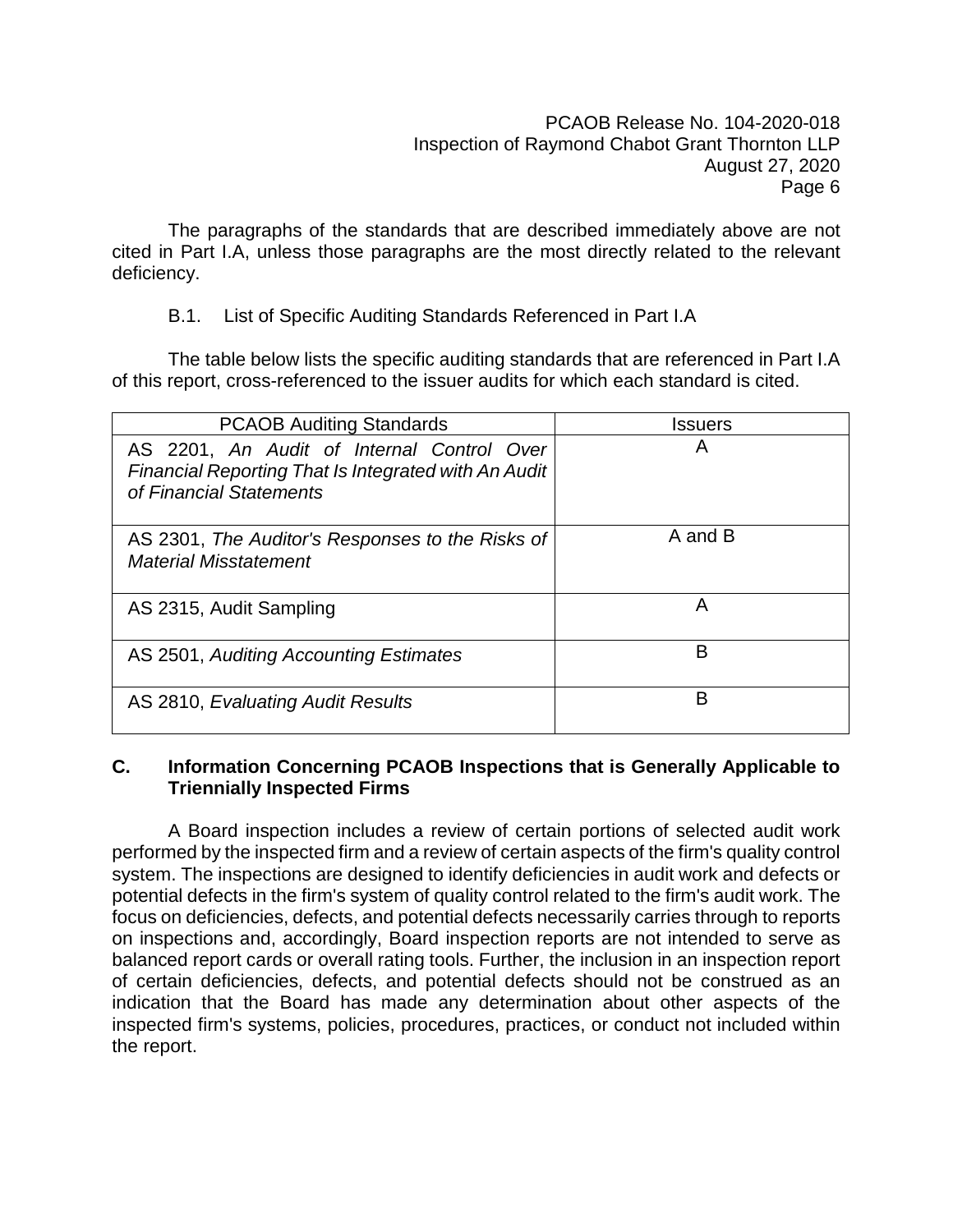The paragraphs of the standards that are described immediately above are not cited in Part I.A, unless those paragraphs are the most directly related to the relevant deficiency.

B.1. List of Specific Auditing Standards Referenced in Part I.A

The table below lists the specific auditing standards that are referenced in Part I.A of this report, cross-referenced to the issuer audits for which each standard is cited.

| PCAOB Auditing Standards | Issuers |
|---|---|
| AS 2201, *An Audit of Internal Control Over Financial Reporting That Is Integrated with An Audit of Financial Statements* | A |
| AS 2301, *The Auditor's Responses to the Risks of Material Misstatement* | A and B |
| AS 2315, Audit Sampling | A |
| AS 2501, *Auditing Accounting Estimates* | B |
| AS 2810, *Evaluating Audit Results* | B |

## C. Information Concerning PCAOB Inspections that is Generally Applicable to Triennially Inspected Firms

A Board inspection includes a review of certain portions of selected audit work performed by the inspected firm and a review of certain aspects of the firm's quality control system. The inspections are designed to identify deficiencies in audit work and defects or potential defects in the firm's system of quality control related to the firm's audit work. The focus on deficiencies, defects, and potential defects necessarily carries through to reports on inspections and, accordingly, Board inspection reports are not intended to serve as balanced report cards or overall rating tools. Further, the inclusion in an inspection report of certain deficiencies, defects, and potential defects should not be construed as an indication that the Board has made any determination about other aspects of the inspected firm's systems, policies, procedures, practices, or conduct not included within the report.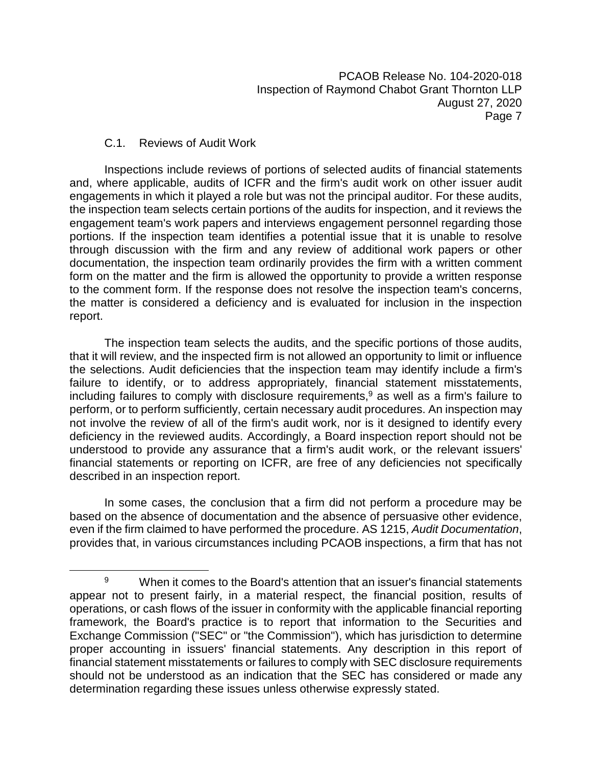### C.1. Reviews of Audit Work

Inspections include reviews of portions of selected audits of financial statements and, where applicable, audits of ICFR and the firm's audit work on other issuer audit engagements in which it played a role but was not the principal auditor. For these audits, the inspection team selects certain portions of the audits for inspection, and it reviews the engagement team's work papers and interviews engagement personnel regarding those portions. If the inspection team identifies a potential issue that it is unable to resolve through discussion with the firm and any review of additional work papers or other documentation, the inspection team ordinarily provides the firm with a written comment form on the matter and the firm is allowed the opportunity to provide a written response to the comment form. If the response does not resolve the inspection team's concerns, the matter is considered a deficiency and is evaluated for inclusion in the inspection report.

The inspection team selects the audits, and the specific portions of those audits, that it will review, and the inspected firm is not allowed an opportunity to limit or influence the selections. Audit deficiencies that the inspection team may identify include a firm's failure to identify, or to address appropriately, financial statement misstatements, including failures to comply with disclosure requirements,[9] as well as a firm's failure to perform, or to perform sufficiently, certain necessary audit procedures. An inspection may not involve the review of all of the firm's audit work, nor is it designed to identify every deficiency in the reviewed audits. Accordingly, a Board inspection report should not be understood to provide any assurance that a firm's audit work, or the relevant issuers' financial statements or reporting on ICFR, are free of any deficiencies not specifically described in an inspection report.

In some cases, the conclusion that a firm did not perform a procedure may be based on the absence of documentation and the absence of persuasive other evidence, even if the firm claimed to have performed the procedure. AS 1215, *Audit Documentation*, provides that, in various circumstances including PCAOB inspections, a firm that has not

---

[9] When it comes to the Board's attention that an issuer's financial statements appear not to present fairly, in a material respect, the financial position, results of operations, or cash flows of the issuer in conformity with the applicable financial reporting framework, the Board's practice is to report that information to the Securities and Exchange Commission ("SEC" or "the Commission"), which has jurisdiction to determine proper accounting in issuers' financial statements. Any description in this report of financial statement misstatements or failures to comply with SEC disclosure requirements should not be understood as an indication that the SEC has considered or made any determination regarding these issues unless otherwise expressly stated.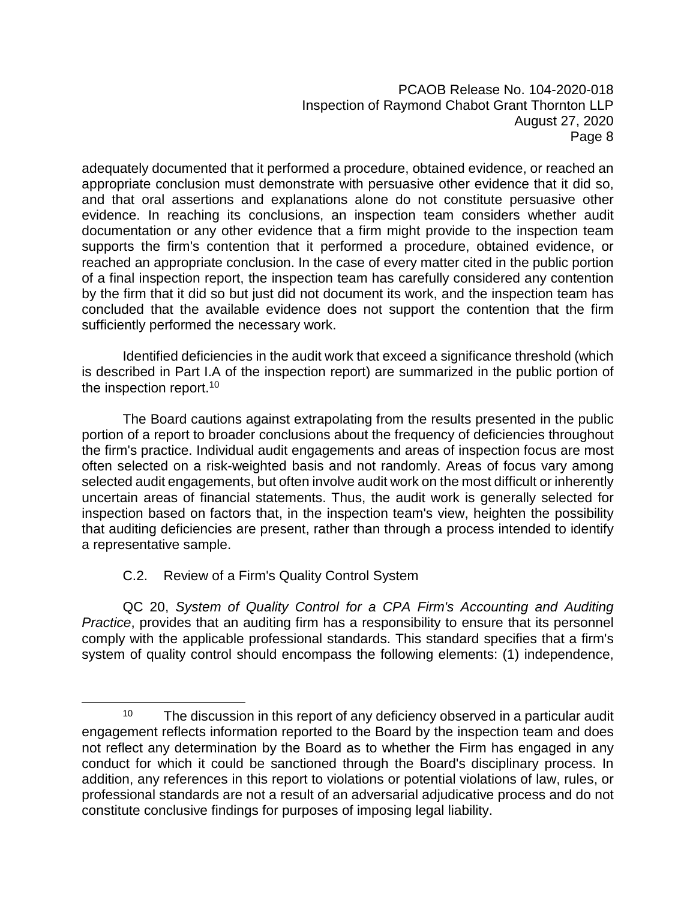adequately documented that it performed a procedure, obtained evidence, or reached an appropriate conclusion must demonstrate with persuasive other evidence that it did so, and that oral assertions and explanations alone do not constitute persuasive other evidence. In reaching its conclusions, an inspection team considers whether audit documentation or any other evidence that a firm might provide to the inspection team supports the firm's contention that it performed a procedure, obtained evidence, or reached an appropriate conclusion. In the case of every matter cited in the public portion of a final inspection report, the inspection team has carefully considered any contention by the firm that it did so but just did not document its work, and the inspection team has concluded that the available evidence does not support the contention that the firm sufficiently performed the necessary work.

Identified deficiencies in the audit work that exceed a significance threshold (which is described in Part I.A of the inspection report) are summarized in the public portion of the inspection report.[10]

The Board cautions against extrapolating from the results presented in the public portion of a report to broader conclusions about the frequency of deficiencies throughout the firm's practice. Individual audit engagements and areas of inspection focus are most often selected on a risk-weighted basis and not randomly. Areas of focus vary among selected audit engagements, but often involve audit work on the most difficult or inherently uncertain areas of financial statements. Thus, the audit work is generally selected for inspection based on factors that, in the inspection team's view, heighten the possibility that auditing deficiencies are present, rather than through a process intended to identify a representative sample.

### C.2. Review of a Firm's Quality Control System

QC 20, *System of Quality Control for a CPA Firm's Accounting and Auditing Practice*, provides that an auditing firm has a responsibility to ensure that its personnel comply with the applicable professional standards. This standard specifies that a firm's system of quality control should encompass the following elements: (1) independence,

---

[10] The discussion in this report of any deficiency observed in a particular audit engagement reflects information reported to the Board by the inspection team and does not reflect any determination by the Board as to whether the Firm has engaged in any conduct for which it could be sanctioned through the Board's disciplinary process. In addition, any references in this report to violations or potential violations of law, rules, or professional standards are not a result of an adversarial adjudicative process and do not constitute conclusive findings for purposes of imposing legal liability.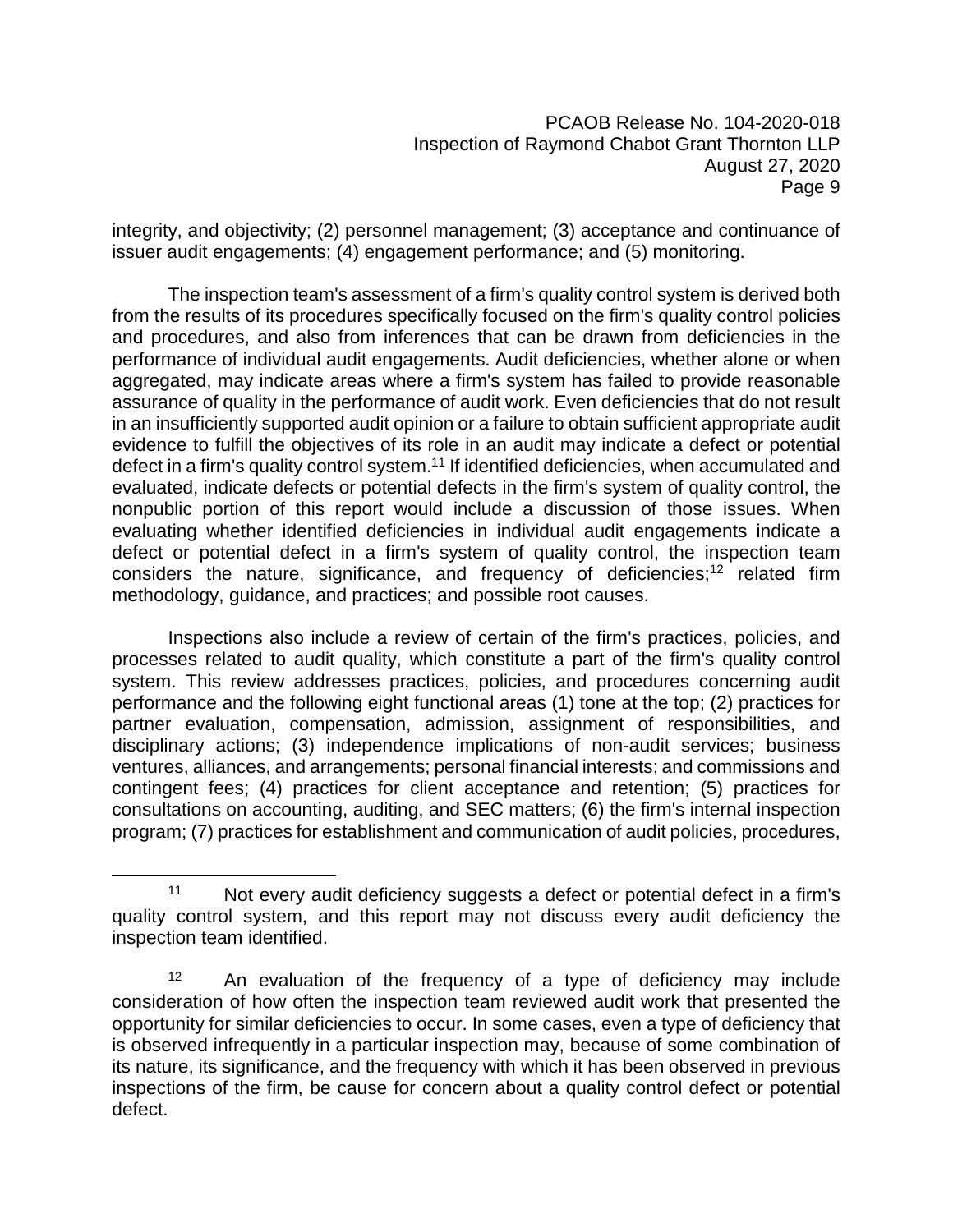integrity, and objectivity; (2) personnel management; (3) acceptance and continuance of issuer audit engagements; (4) engagement performance; and (5) monitoring.

The inspection team's assessment of a firm's quality control system is derived both from the results of its procedures specifically focused on the firm's quality control policies and procedures, and also from inferences that can be drawn from deficiencies in the performance of individual audit engagements. Audit deficiencies, whether alone or when aggregated, may indicate areas where a firm's system has failed to provide reasonable assurance of quality in the performance of audit work. Even deficiencies that do not result in an insufficiently supported audit opinion or a failure to obtain sufficient appropriate audit evidence to fulfill the objectives of its role in an audit may indicate a defect or potential defect in a firm's quality control system.[11] If identified deficiencies, when accumulated and evaluated, indicate defects or potential defects in the firm's system of quality control, the nonpublic portion of this report would include a discussion of those issues. When evaluating whether identified deficiencies in individual audit engagements indicate a defect or potential defect in a firm's system of quality control, the inspection team considers the nature, significance, and frequency of deficiencies;[12] related firm methodology, guidance, and practices; and possible root causes.

Inspections also include a review of certain of the firm's practices, policies, and processes related to audit quality, which constitute a part of the firm's quality control system. This review addresses practices, policies, and procedures concerning audit performance and the following eight functional areas (1) tone at the top; (2) practices for partner evaluation, compensation, admission, assignment of responsibilities, and disciplinary actions; (3) independence implications of non-audit services; business ventures, alliances, and arrangements; personal financial interests; and commissions and contingent fees; (4) practices for client acceptance and retention; (5) practices for consultations on accounting, auditing, and SEC matters; (6) the firm's internal inspection program; (7) practices for establishment and communication of audit policies, procedures,

---

[11] Not every audit deficiency suggests a defect or potential defect in a firm's quality control system, and this report may not discuss every audit deficiency the inspection team identified.

[12] An evaluation of the frequency of a type of deficiency may include consideration of how often the inspection team reviewed audit work that presented the opportunity for similar deficiencies to occur. In some cases, even a type of deficiency that is observed infrequently in a particular inspection may, because of some combination of its nature, its significance, and the frequency with which it has been observed in previous inspections of the firm, be cause for concern about a quality control defect or potential defect.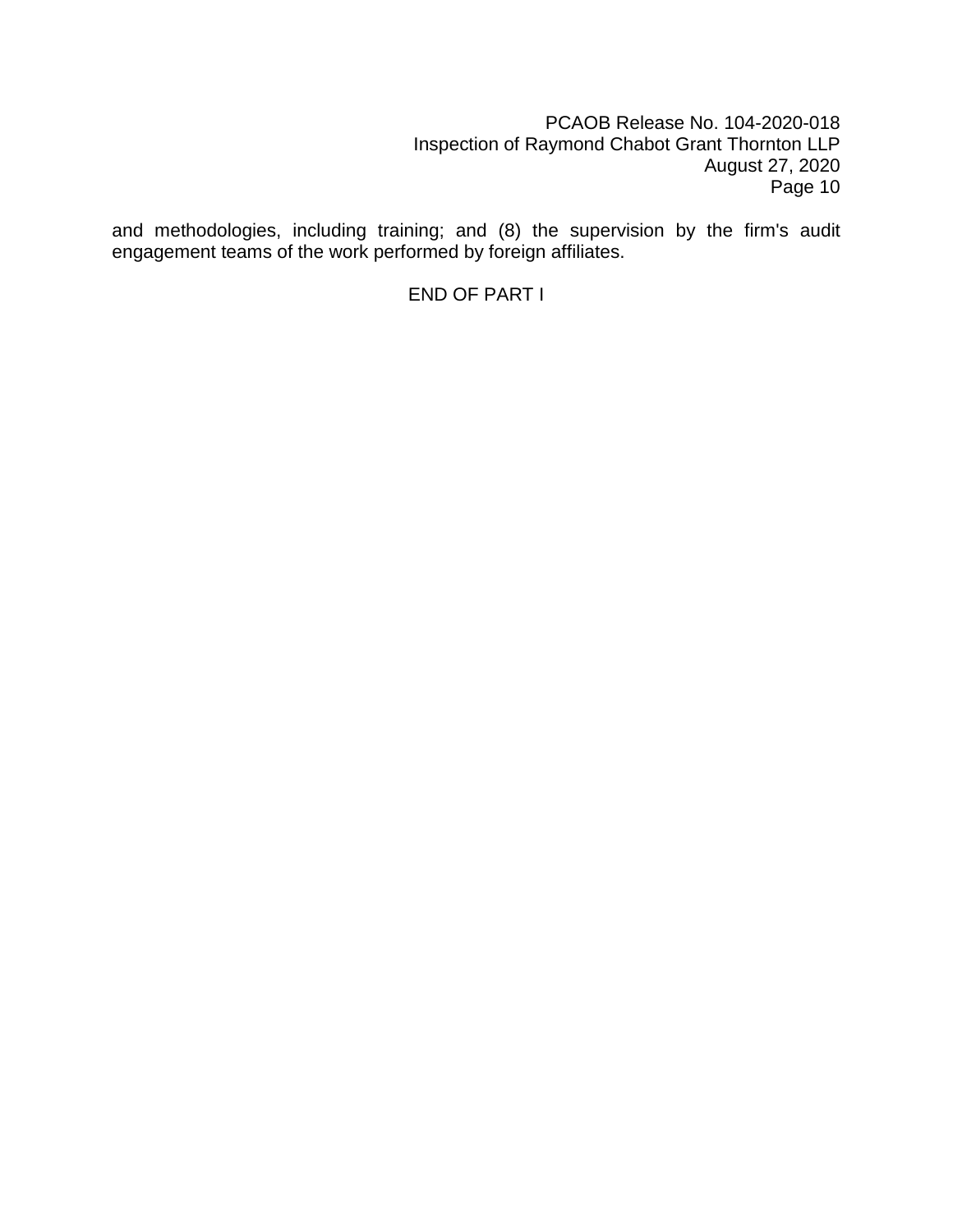and methodologies, including training; and (8) the supervision by the firm's audit engagement teams of the work performed by foreign affiliates.

END OF PART I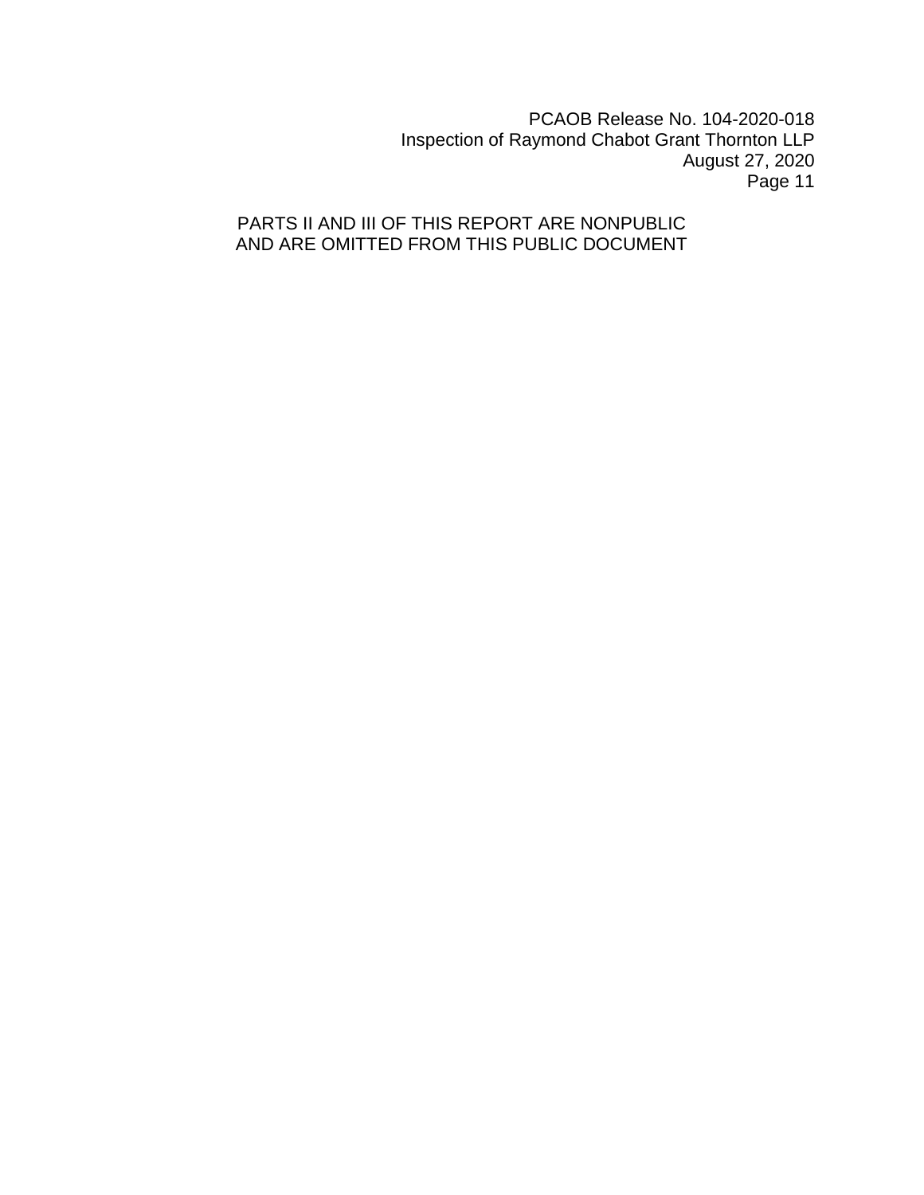PARTS II AND III OF THIS REPORT ARE NONPUBLIC AND ARE OMITTED FROM THIS PUBLIC DOCUMENT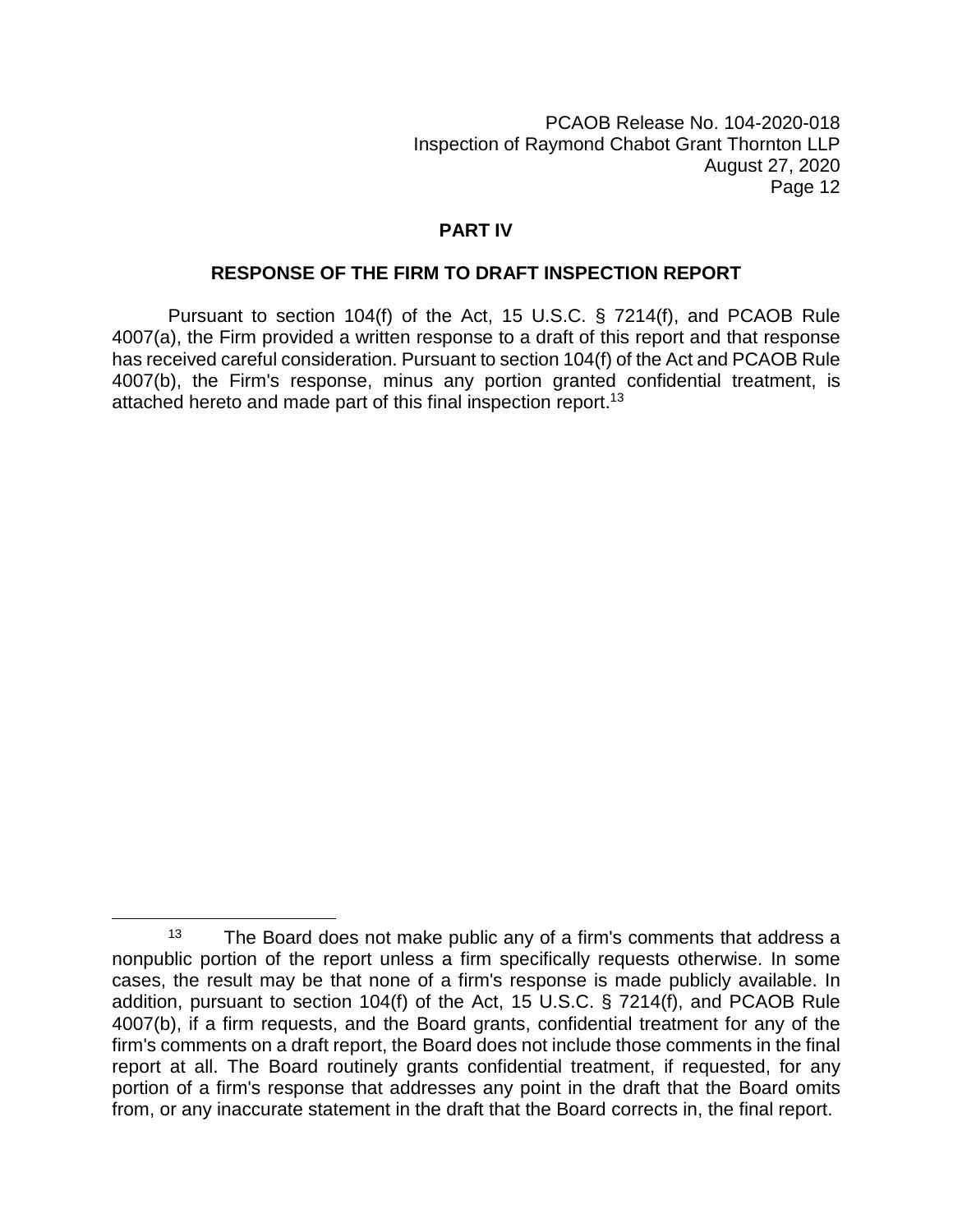## PART IV

### RESPONSE OF THE FIRM TO DRAFT INSPECTION REPORT

Pursuant to section 104(f) of the Act, 15 U.S.C. § 7214(f), and PCAOB Rule 4007(a), the Firm provided a written response to a draft of this report and that response has received careful consideration. Pursuant to section 104(f) of the Act and PCAOB Rule 4007(b), the Firm's response, minus any portion granted confidential treatment, is attached hereto and made part of this final inspection report.[13]

---

[13] The Board does not make public any of a firm's comments that address a nonpublic portion of the report unless a firm specifically requests otherwise. In some cases, the result may be that none of a firm's response is made publicly available. In addition, pursuant to section 104(f) of the Act, 15 U.S.C. § 7214(f), and PCAOB Rule 4007(b), if a firm requests, and the Board grants, confidential treatment for any of the firm's comments on a draft report, the Board does not include those comments in the final report at all. The Board routinely grants confidential treatment, if requested, for any portion of a firm's response that addresses any point in the draft that the Board omits from, or any inaccurate statement in the draft that the Board corrects in, the final report.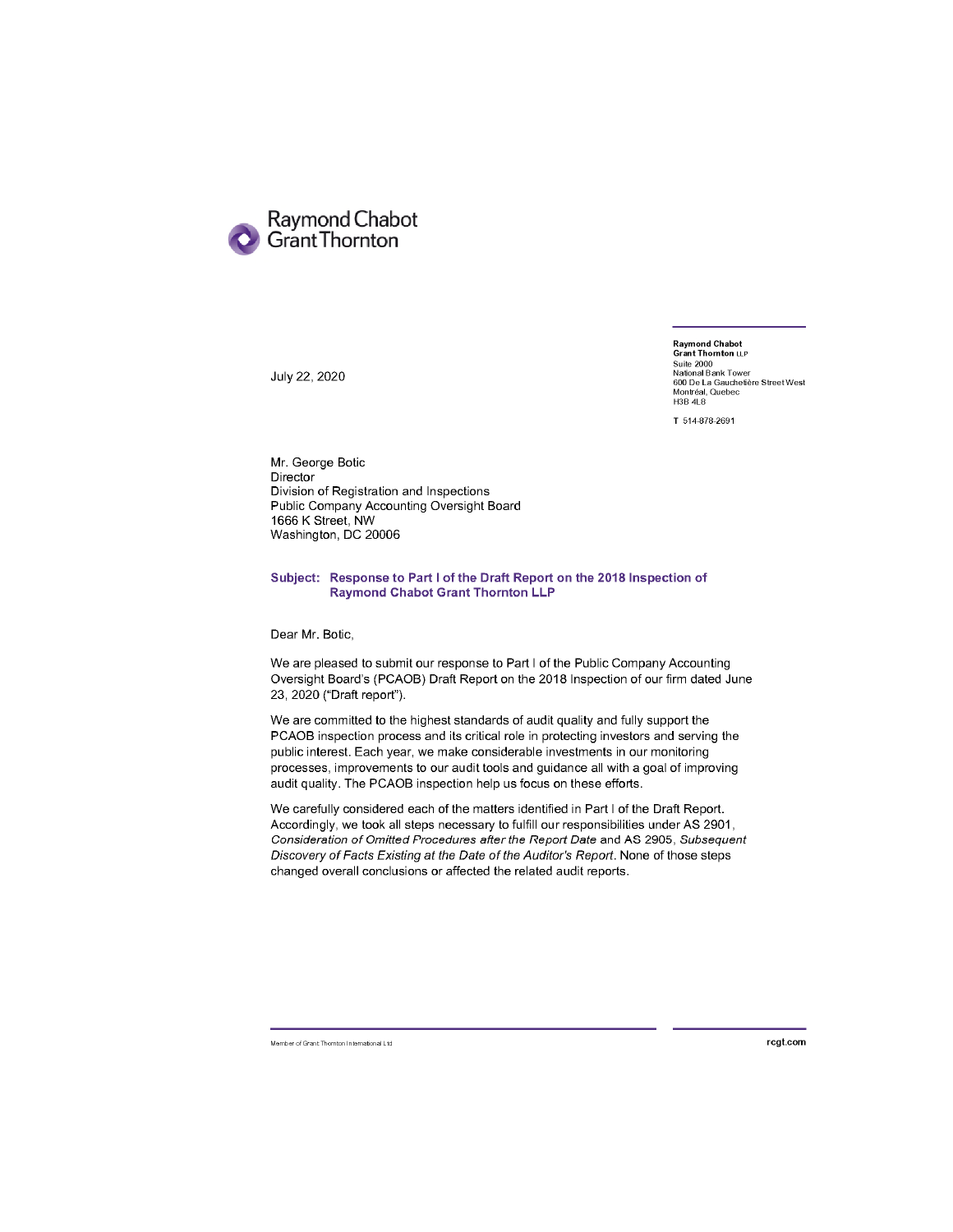Raymond Chabot Grant Thornton

**Raymond Chabot Grant Thornton** LLP
Suite 2000
National Bank Tower
600 De La Gauchetière Street West
Montréal, Quebec
H3B 4L8

T 514-878-2691

July 22, 2020

Mr. George Botic
Director
Division of Registration and Inspections
Public Company Accounting Oversight Board
1666 K Street, NW
Washington, DC 20006

**Subject: Response to Part I of the Draft Report on the 2018 Inspection of Raymond Chabot Grant Thornton LLP**

Dear Mr. Botic,

We are pleased to submit our response to Part I of the Public Company Accounting Oversight Board's (PCAOB) Draft Report on the 2018 Inspection of our firm dated June 23, 2020 ("Draft report").

We are committed to the highest standards of audit quality and fully support the PCAOB inspection process and its critical role in protecting investors and serving the public interest. Each year, we make considerable investments in our monitoring processes, improvements to our audit tools and guidance all with a goal of improving audit quality. The PCAOB inspection help us focus on these efforts.

We carefully considered each of the matters identified in Part I of the Draft Report. Accordingly, we took all steps necessary to fulfill our responsibilities under AS 2901, *Consideration of Omitted Procedures after the Report Date* and AS 2905, *Subsequent Discovery of Facts Existing at the Date of the Auditor's Report*. None of those steps changed overall conclusions or affected the related audit reports.

Member of Grant Thornton International Ltd

rcgt.com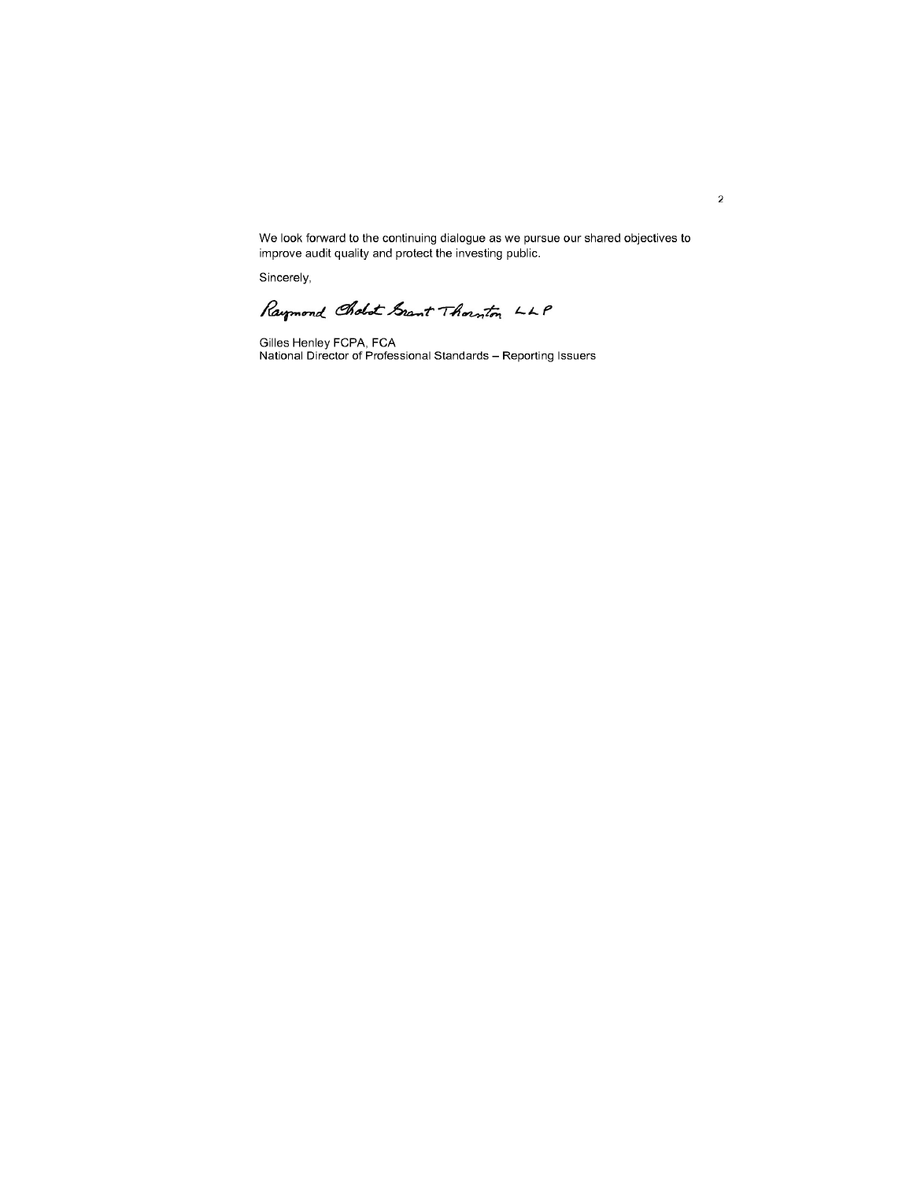We look forward to the continuing dialogue as we pursue our shared objectives to improve audit quality and protect the investing public.

Sincerely,

Raymond Chabot Grant Thornton LLP

Gilles Henley FCPA, FCA
National Director of Professional Standards – Reporting Issuers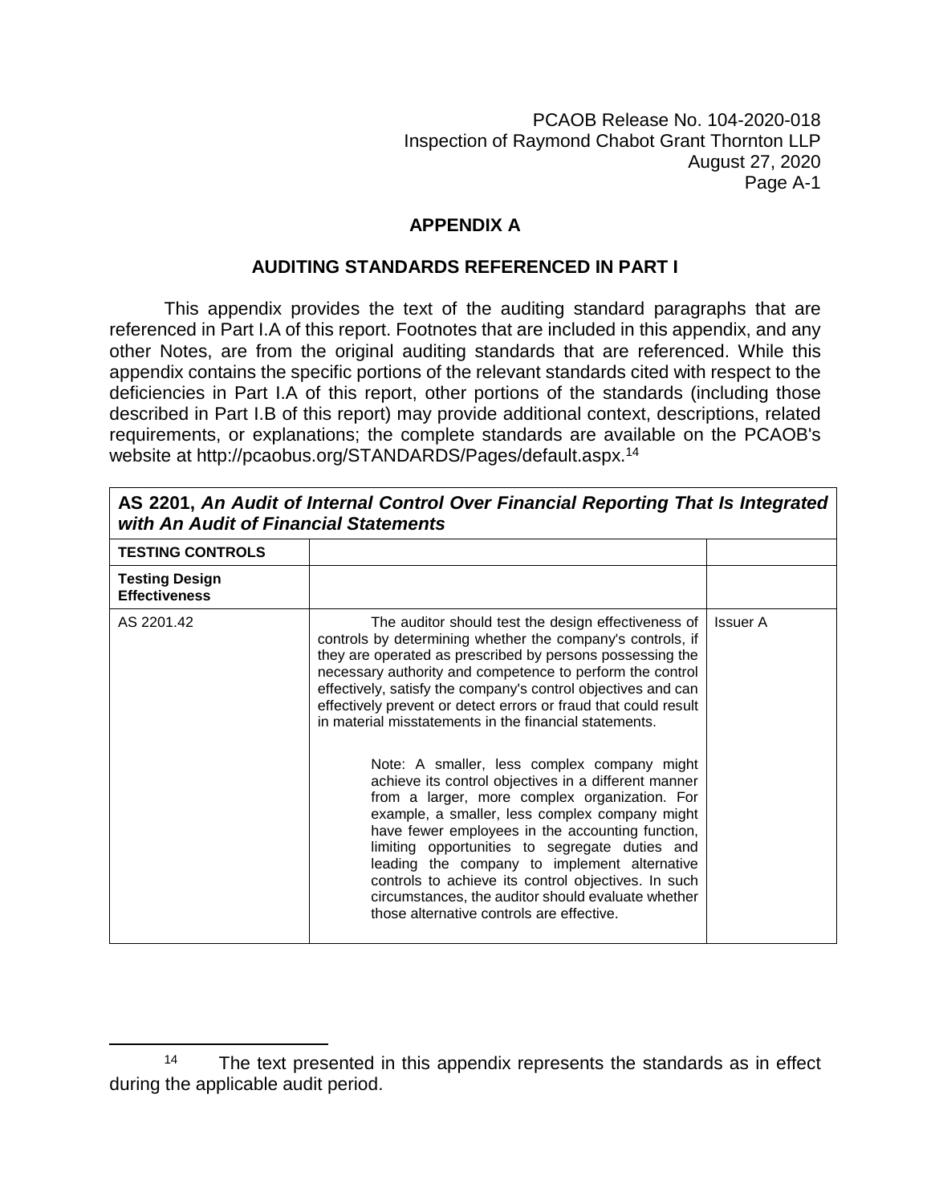## APPENDIX A

### AUDITING STANDARDS REFERENCED IN PART I

This appendix provides the text of the auditing standard paragraphs that are referenced in Part I.A of this report. Footnotes that are included in this appendix, and any other Notes, are from the original auditing standards that are referenced. While this appendix contains the specific portions of the relevant standards cited with respect to the deficiencies in Part I.A of this report, other portions of the standards (including those described in Part I.B of this report) may provide additional context, descriptions, related requirements, or explanations; the complete standards are available on the PCAOB's website at http://pcaobus.org/STANDARDS/Pages/default.aspx.[14]

| **AS 2201, *An Audit of Internal Control Over Financial Reporting That Is Integrated with An Audit of Financial Statements*** | | |
|---|---|---|
| **TESTING CONTROLS** | | |
| **Testing Design Effectiveness** | | |
| AS 2201.42 | The auditor should test the design effectiveness of controls by determining whether the company's controls, if they are operated as prescribed by persons possessing the necessary authority and competence to perform the control effectively, satisfy the company's control objectives and can effectively prevent or detect errors or fraud that could result in material misstatements in the financial statements.<br><br>Note: A smaller, less complex company might achieve its control objectives in a different manner from a larger, more complex organization. For example, a smaller, less complex company might have fewer employees in the accounting function, limiting opportunities to segregate duties and leading the company to implement alternative controls to achieve its control objectives. In such circumstances, the auditor should evaluate whether those alternative controls are effective. | Issuer A |

[14] The text presented in this appendix represents the standards as in effect during the applicable audit period.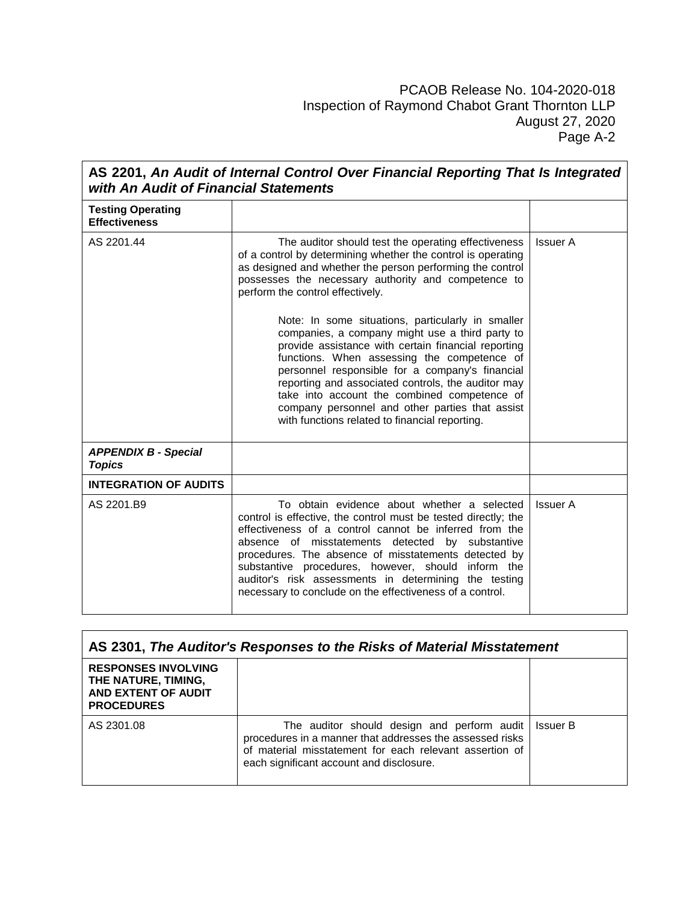| AS 2201, *An Audit of Internal Control Over Financial Reporting That Is Integrated with An Audit of Financial Statements* | | |
|---|---|---|
| **Testing Operating Effectiveness** | | |
| AS 2201.44 | The auditor should test the operating effectiveness of a control by determining whether the control is operating as designed and whether the person performing the control possesses the necessary authority and competence to perform the control effectively.<br><br>Note: In some situations, particularly in smaller companies, a company might use a third party to provide assistance with certain financial reporting functions. When assessing the competence of personnel responsible for a company's financial reporting and associated controls, the auditor may take into account the combined competence of company personnel and other parties that assist with functions related to financial reporting. | Issuer A |
| ***APPENDIX B - Special Topics*** | | |
| **INTEGRATION OF AUDITS** | | |
| AS 2201.B9 | To obtain evidence about whether a selected control is effective, the control must be tested directly; the effectiveness of a control cannot be inferred from the absence of misstatements detected by substantive procedures. The absence of misstatements detected by substantive procedures, however, should inform the auditor's risk assessments in determining the testing necessary to conclude on the effectiveness of a control. | Issuer A |

| AS 2301, *The Auditor's Responses to the Risks of Material Misstatement* | | |
|---|---|---|
| **RESPONSES INVOLVING THE NATURE, TIMING, AND EXTENT OF AUDIT PROCEDURES** | | |
| AS 2301.08 | The auditor should design and perform audit procedures in a manner that addresses the assessed risks of material misstatement for each relevant assertion of each significant account and disclosure. | Issuer B |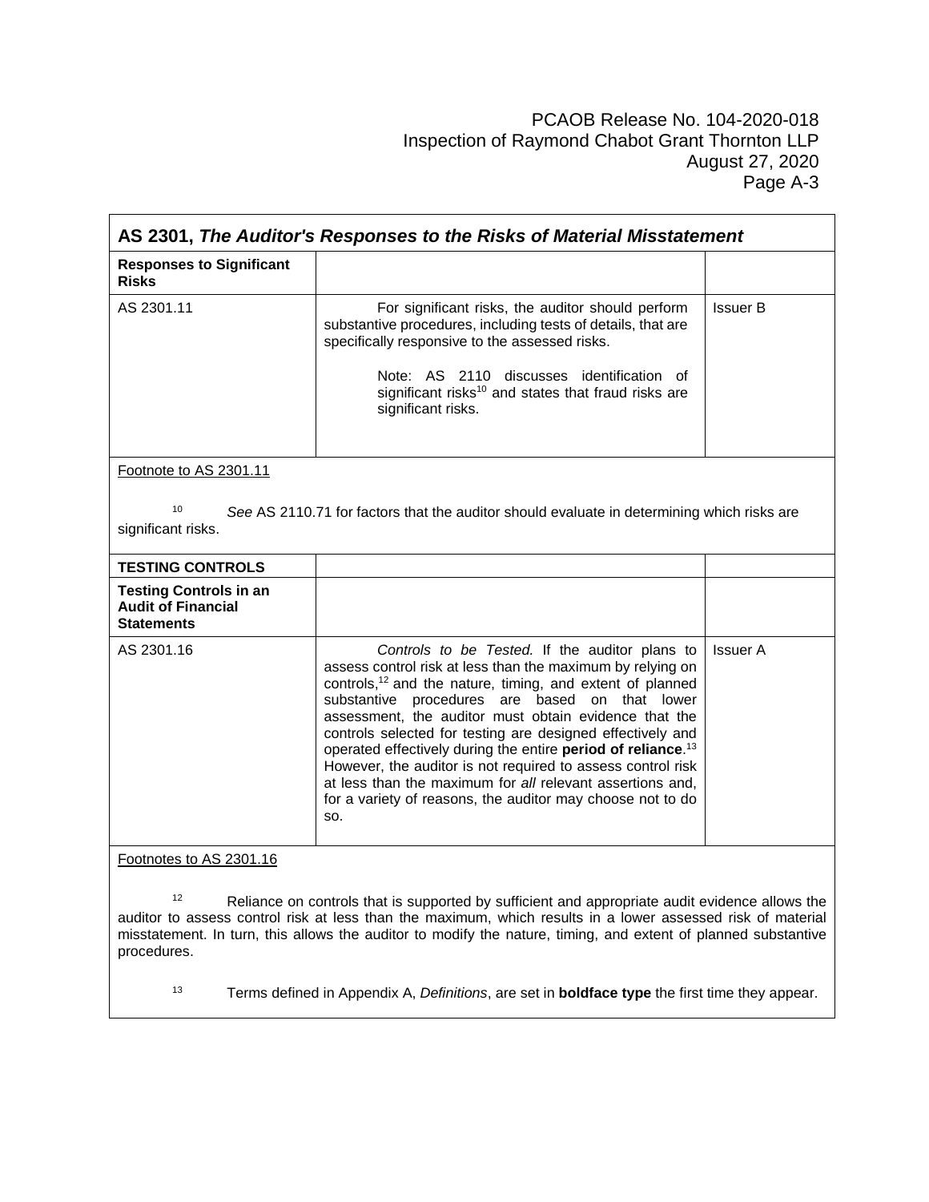## AS 2301, *The Auditor's Responses to the Risks of Material Misstatement*

| **Responses to Significant Risks** | | |
|---|---|---|
| AS 2301.11 | For significant risks, the auditor should perform substantive procedures, including tests of details, that are specifically responsive to the assessed risks.<br><br>Note: AS 2110 discusses identification of significant risks[10] and states that fraud risks are significant risks. | Issuer B |

Footnote to AS 2301.11

[10] *See* AS 2110.71 for factors that the auditor should evaluate in determining which risks are significant risks.

| **TESTING CONTROLS** | | |
|---|---|---|
| **Testing Controls in an Audit of Financial Statements** | | |
| AS 2301.16 | *Controls to be Tested.* If the auditor plans to assess control risk at less than the maximum by relying on controls,[12] and the nature, timing, and extent of planned substantive procedures are based on that lower assessment, the auditor must obtain evidence that the controls selected for testing are designed effectively and operated effectively during the entire **period of reliance**.[13] However, the auditor is not required to assess control risk at less than the maximum for *all* relevant assertions and, for a variety of reasons, the auditor may choose not to do so. | Issuer A |

Footnotes to AS 2301.16

[12] Reliance on controls that is supported by sufficient and appropriate audit evidence allows the auditor to assess control risk at less than the maximum, which results in a lower assessed risk of material misstatement. In turn, this allows the auditor to modify the nature, timing, and extent of planned substantive procedures.

[13] Terms defined in Appendix A, *Definitions*, are set in **boldface type** the first time they appear.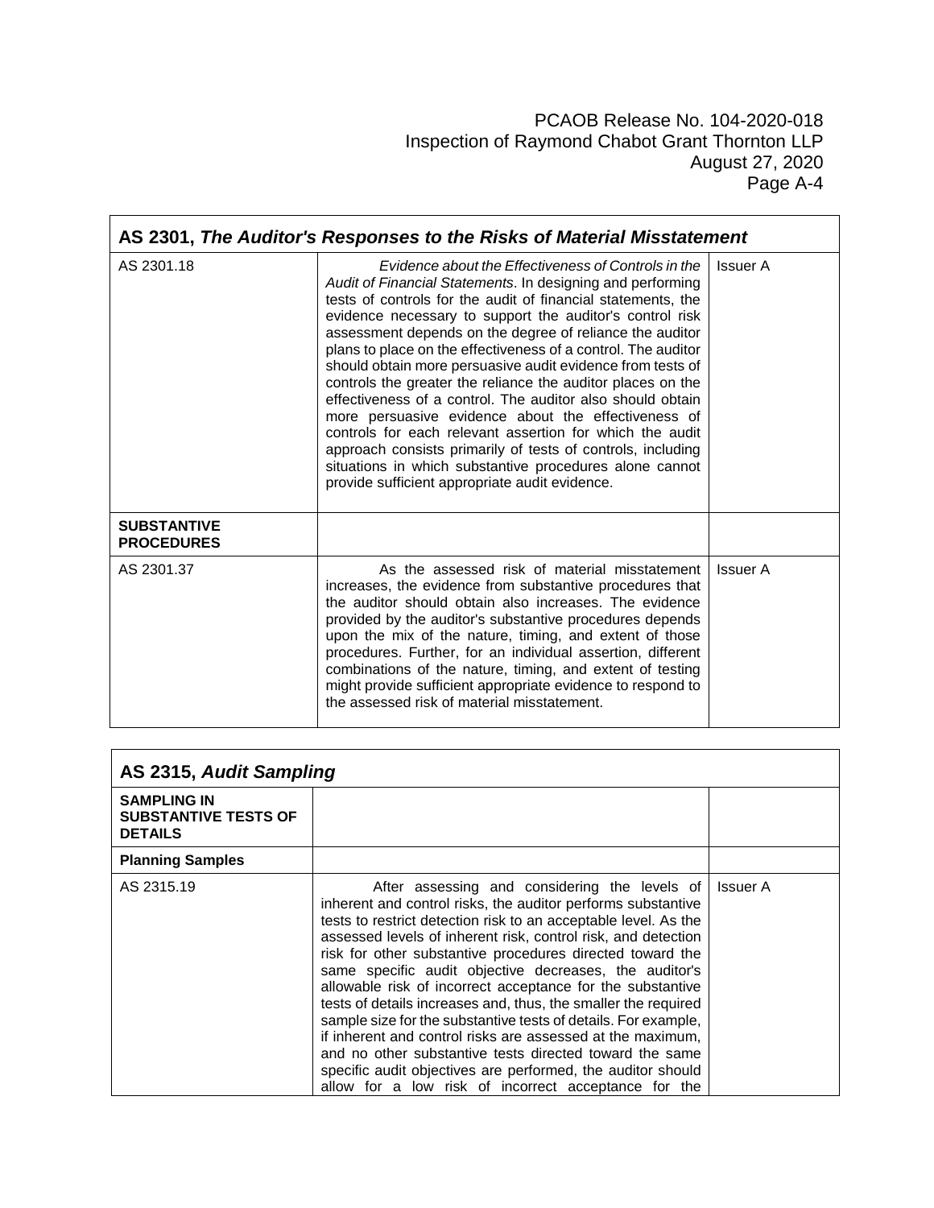| **AS 2301, *The Auditor's Responses to the Risks of Material Misstatement*** | | |
|---|---|---|
| AS 2301.18 | *Evidence about the Effectiveness of Controls in the Audit of Financial Statements*. In designing and performing tests of controls for the audit of financial statements, the evidence necessary to support the auditor's control risk assessment depends on the degree of reliance the auditor plans to place on the effectiveness of a control. The auditor should obtain more persuasive audit evidence from tests of controls the greater the reliance the auditor places on the effectiveness of a control. The auditor also should obtain more persuasive evidence about the effectiveness of controls for each relevant assertion for which the audit approach consists primarily of tests of controls, including situations in which substantive procedures alone cannot provide sufficient appropriate audit evidence. | Issuer A |
| **SUBSTANTIVE PROCEDURES** | | |
| AS 2301.37 | As the assessed risk of material misstatement increases, the evidence from substantive procedures that the auditor should obtain also increases. The evidence provided by the auditor's substantive procedures depends upon the mix of the nature, timing, and extent of those procedures. Further, for an individual assertion, different combinations of the nature, timing, and extent of testing might provide sufficient appropriate evidence to respond to the assessed risk of material misstatement. | Issuer A |

| **AS 2315, *Audit Sampling*** | | |
|---|---|---|
| **SAMPLING IN SUBSTANTIVE TESTS OF DETAILS** | | |
| **Planning Samples** | | |
| AS 2315.19 | After assessing and considering the levels of inherent and control risks, the auditor performs substantive tests to restrict detection risk to an acceptable level. As the assessed levels of inherent risk, control risk, and detection risk for other substantive procedures directed toward the same specific audit objective decreases, the auditor's allowable risk of incorrect acceptance for the substantive tests of details increases and, thus, the smaller the required sample size for the substantive tests of details. For example, if inherent and control risks are assessed at the maximum, and no other substantive tests directed toward the same specific audit objectives are performed, the auditor should allow for a low risk of incorrect acceptance for the | Issuer A |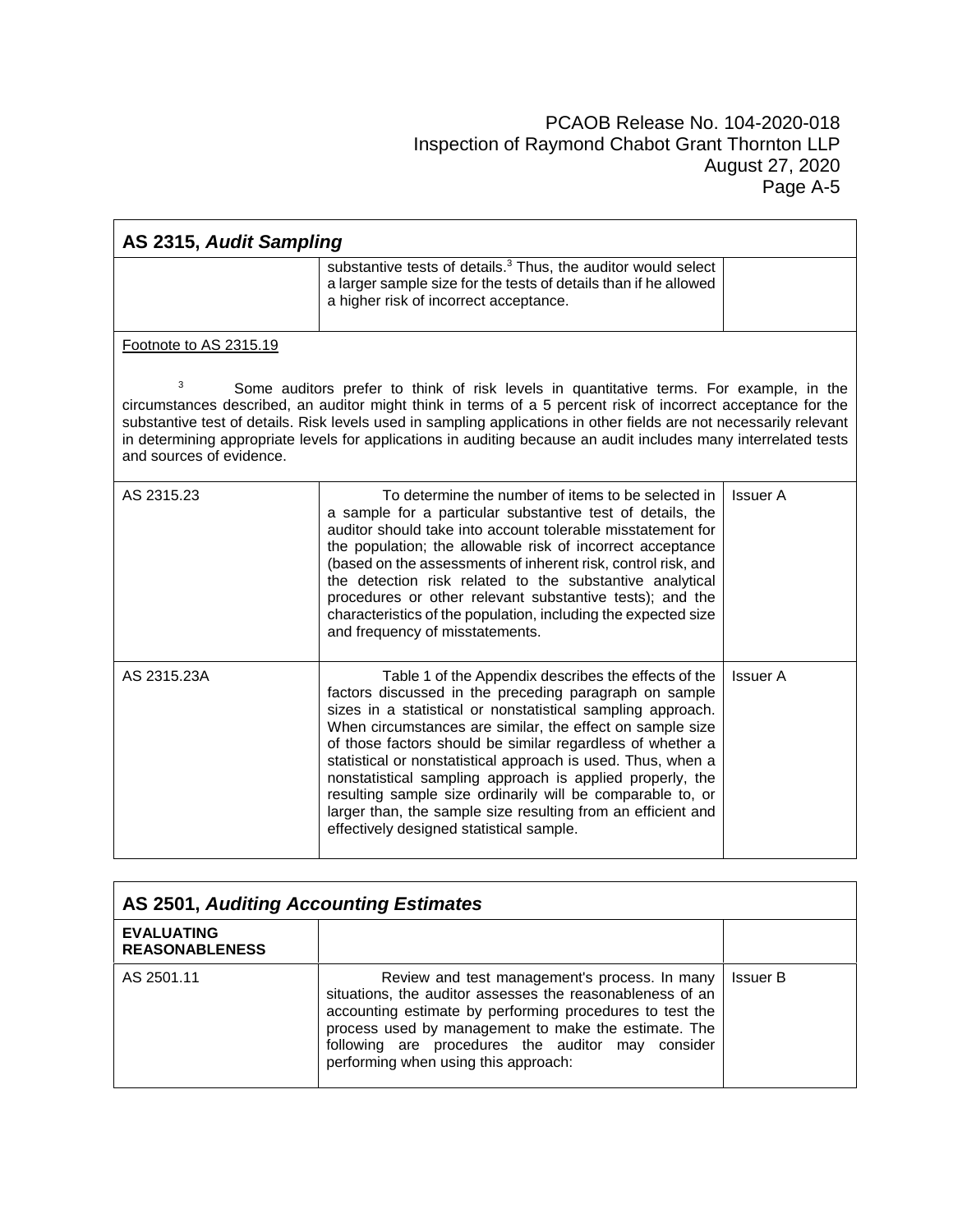| AS 2315, *Audit Sampling* | | |
|---|---|---|
| | substantive tests of details.[3] Thus, the auditor would select a larger sample size for the tests of details than if he allowed a higher risk of incorrect acceptance. | |

Footnote to AS 2315.19

[3] Some auditors prefer to think of risk levels in quantitative terms. For example, in the circumstances described, an auditor might think in terms of a 5 percent risk of incorrect acceptance for the substantive test of details. Risk levels used in sampling applications in other fields are not necessarily relevant in determining appropriate levels for applications in auditing because an audit includes many interrelated tests and sources of evidence.

| | | |
|---|---|---|
| AS 2315.23 | To determine the number of items to be selected in a sample for a particular substantive test of details, the auditor should take into account tolerable misstatement for the population; the allowable risk of incorrect acceptance (based on the assessments of inherent risk, control risk, and the detection risk related to the substantive analytical procedures or other relevant substantive tests); and the characteristics of the population, including the expected size and frequency of misstatements. | Issuer A |
| AS 2315.23A | Table 1 of the Appendix describes the effects of the factors discussed in the preceding paragraph on sample sizes in a statistical or nonstatistical sampling approach. When circumstances are similar, the effect on sample size of those factors should be similar regardless of whether a statistical or nonstatistical approach is used. Thus, when a nonstatistical sampling approach is applied properly, the resulting sample size ordinarily will be comparable to, or larger than, the sample size resulting from an efficient and effectively designed statistical sample. | Issuer A |

| AS 2501, *Auditing Accounting Estimates* | | |
|---|---|---|
| **EVALUATING REASONABLENESS** | | |
| AS 2501.11 | Review and test management's process. In many situations, the auditor assesses the reasonableness of an accounting estimate by performing procedures to test the process used by management to make the estimate. The following are procedures the auditor may consider performing when using this approach: | Issuer B |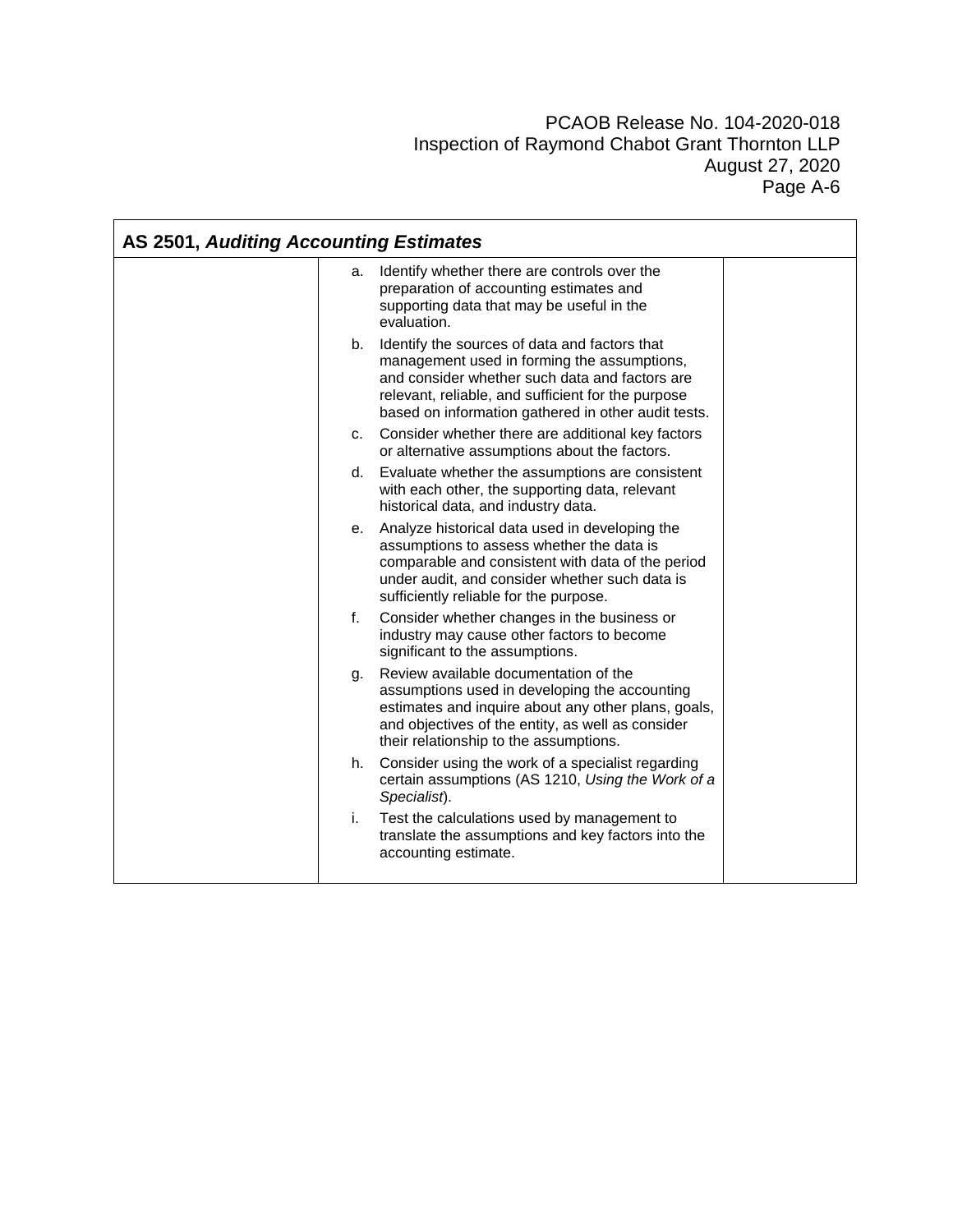| AS 2501, *Auditing Accounting Estimates* | | |
|---|---|---|
| | a. Identify whether there are controls over the preparation of accounting estimates and supporting data that may be useful in the evaluation.<br>b. Identify the sources of data and factors that management used in forming the assumptions, and consider whether such data and factors are relevant, reliable, and sufficient for the purpose based on information gathered in other audit tests.<br>c. Consider whether there are additional key factors or alternative assumptions about the factors.<br>d. Evaluate whether the assumptions are consistent with each other, the supporting data, relevant historical data, and industry data.<br>e. Analyze historical data used in developing the assumptions to assess whether the data is comparable and consistent with data of the period under audit, and consider whether such data is sufficiently reliable for the purpose.<br>f. Consider whether changes in the business or industry may cause other factors to become significant to the assumptions.<br>g. Review available documentation of the assumptions used in developing the accounting estimates and inquire about any other plans, goals, and objectives of the entity, as well as consider their relationship to the assumptions.<br>h. Consider using the work of a specialist regarding certain assumptions (AS 1210, *Using the Work of a Specialist*).<br>i. Test the calculations used by management to translate the assumptions and key factors into the accounting estimate. | |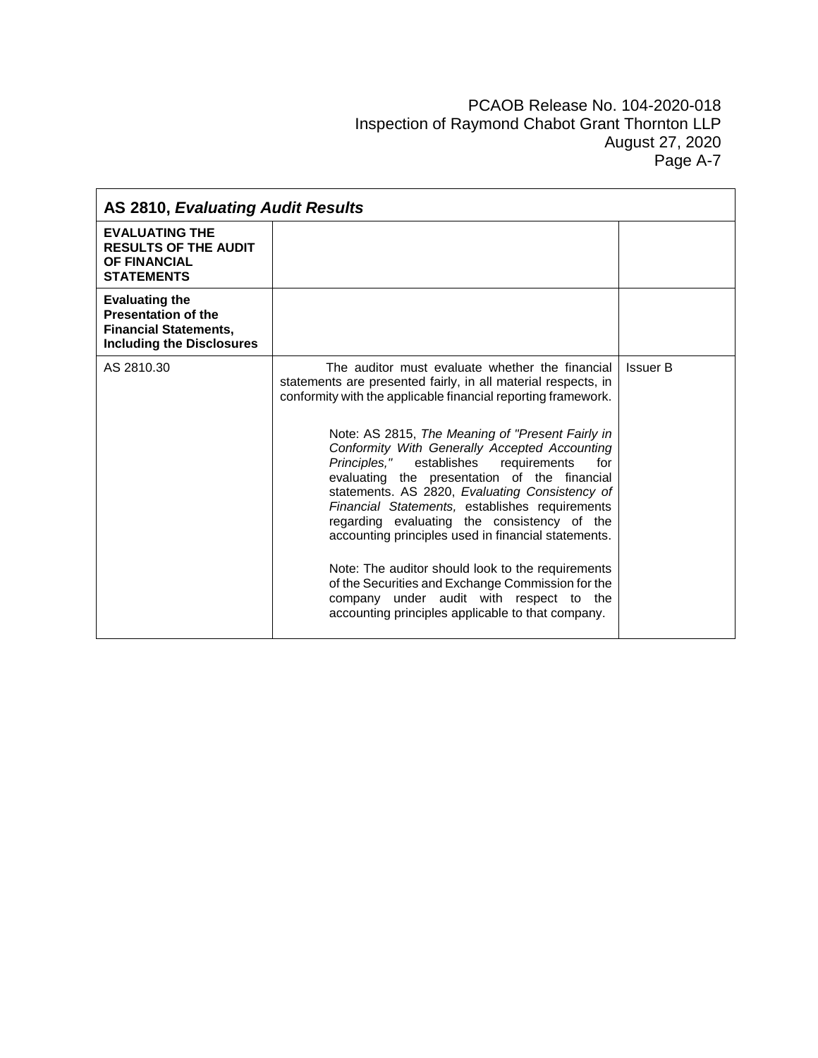| AS 2810, *Evaluating Audit Results* | | |
|---|---|---|
| **EVALUATING THE RESULTS OF THE AUDIT OF FINANCIAL STATEMENTS** | | |
| **Evaluating the Presentation of the Financial Statements, Including the Disclosures** | | |
| AS 2810.30 | The auditor must evaluate whether the financial statements are presented fairly, in all material respects, in conformity with the applicable financial reporting framework.<br><br>Note: AS 2815, *The Meaning of "Present Fairly in Conformity With Generally Accepted Accounting Principles,"* establishes requirements for evaluating the presentation of the financial statements. AS 2820, *Evaluating Consistency of Financial Statements,* establishes requirements regarding evaluating the consistency of the accounting principles used in financial statements.<br><br>Note: The auditor should look to the requirements of the Securities and Exchange Commission for the company under audit with respect to the accounting principles applicable to that company. | Issuer B |